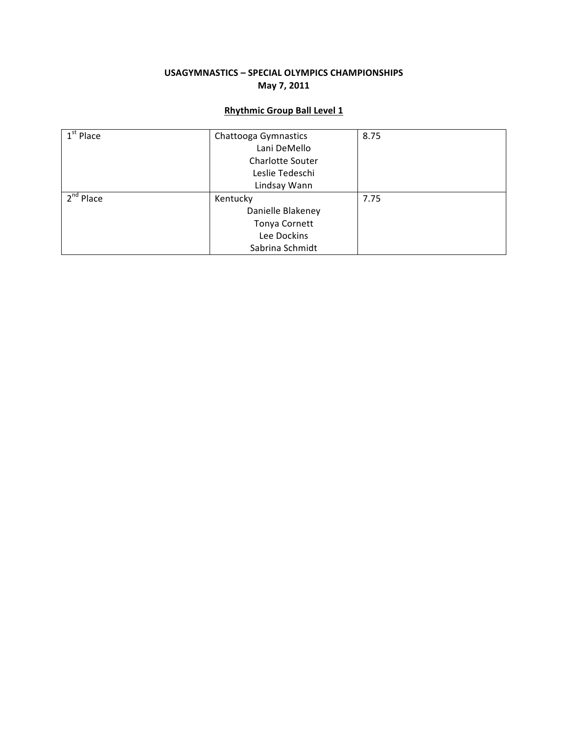**USAGYMNASTICS – SPECIAL OLYMPICS CHAMPIONSHIPS**
**May 7, 2011**

**Rhythmic Group Ball Level 1**

| | | |
|---|---|---|
| 1st Place | Chattooga Gymnastics<br>Lani DeMello<br>Charlotte Souter<br>Leslie Tedeschi<br>Lindsay Wann | 8.75 |
| 2nd Place | Kentucky<br>Danielle Blakeney<br>Tonya Cornett<br>Lee Dockins<br>Sabrina Schmidt | 7.75 |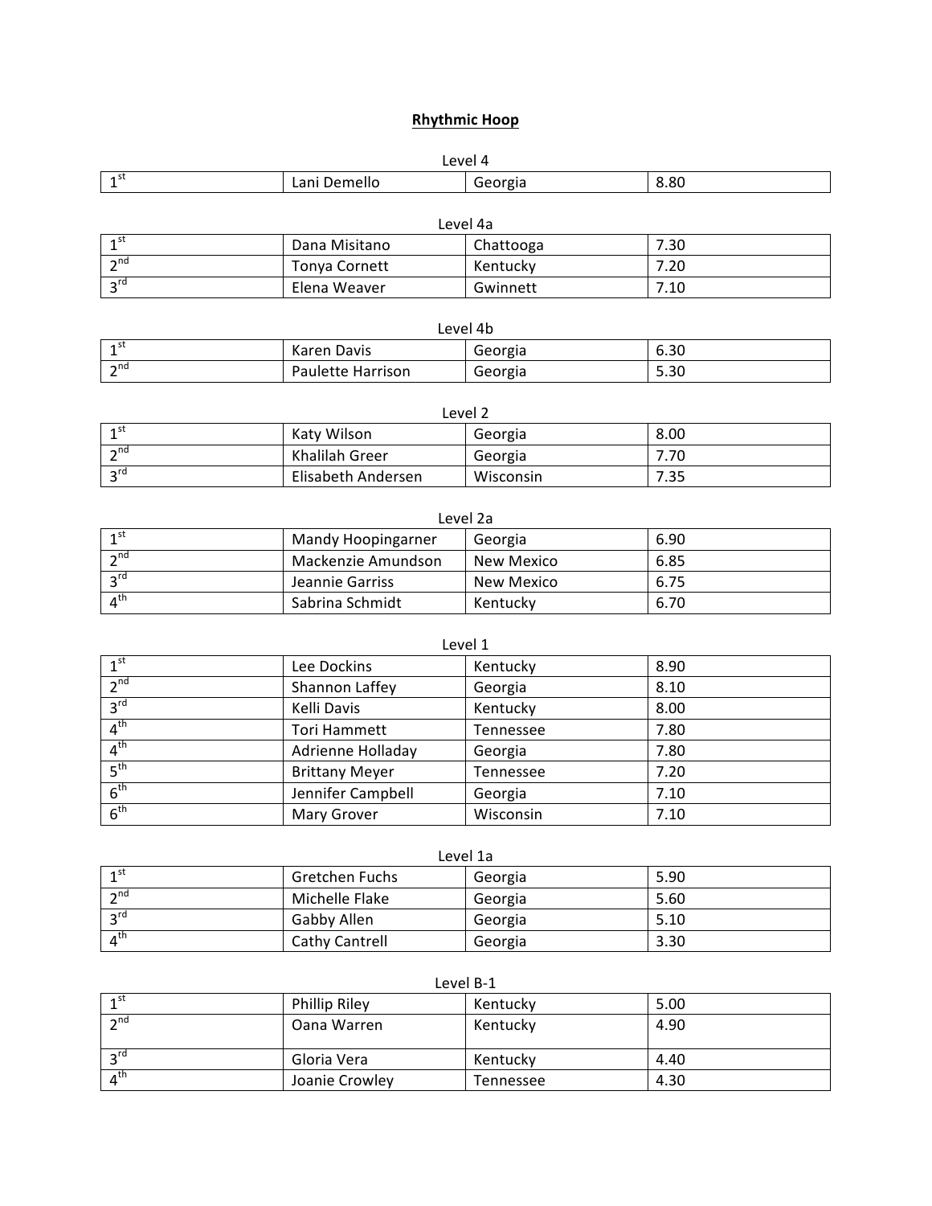**Rhythmic Hoop**

Level 4

| | | | |
|---|---|---|---|
| 1st | Lani Demello | Georgia | 8.80 |

Level 4a

| | | | |
|---|---|---|---|
| 1st | Dana Misitano | Chattooga | 7.30 |
| 2nd | Tonya Cornett | Kentucky | 7.20 |
| 3rd | Elena Weaver | Gwinnett | 7.10 |

Level 4b

| | | | |
|---|---|---|---|
| 1st | Karen Davis | Georgia | 6.30 |
| 2nd | Paulette Harrison | Georgia | 5.30 |

Level 2

| | | | |
|---|---|---|---|
| 1st | Katy Wilson | Georgia | 8.00 |
| 2nd | Khalilah Greer | Georgia | 7.70 |
| 3rd | Elisabeth Andersen | Wisconsin | 7.35 |

Level 2a

| | | | |
|---|---|---|---|
| 1st | Mandy Hoopingarner | Georgia | 6.90 |
| 2nd | Mackenzie Amundson | New Mexico | 6.85 |
| 3rd | Jeannie Garriss | New Mexico | 6.75 |
| 4th | Sabrina Schmidt | Kentucky | 6.70 |

Level 1

| | | | |
|---|---|---|---|
| 1st | Lee Dockins | Kentucky | 8.90 |
| 2nd | Shannon Laffey | Georgia | 8.10 |
| 3rd | Kelli Davis | Kentucky | 8.00 |
| 4th | Tori Hammett | Tennessee | 7.80 |
| 4th | Adrienne Holladay | Georgia | 7.80 |
| 5th | Brittany Meyer | Tennessee | 7.20 |
| 6th | Jennifer Campbell | Georgia | 7.10 |
| 6th | Mary Grover | Wisconsin | 7.10 |

Level 1a

| | | | |
|---|---|---|---|
| 1st | Gretchen Fuchs | Georgia | 5.90 |
| 2nd | Michelle Flake | Georgia | 5.60 |
| 3rd | Gabby Allen | Georgia | 5.10 |
| 4th | Cathy Cantrell | Georgia | 3.30 |

Level B-1

| | | | |
|---|---|---|---|
| 1st | Phillip Riley | Kentucky | 5.00 |
| 2nd | Oana Warren | Kentucky | 4.90 |
| 3rd | Gloria Vera | Kentucky | 4.40 |
| 4th | Joanie Crowley | Tennessee | 4.30 |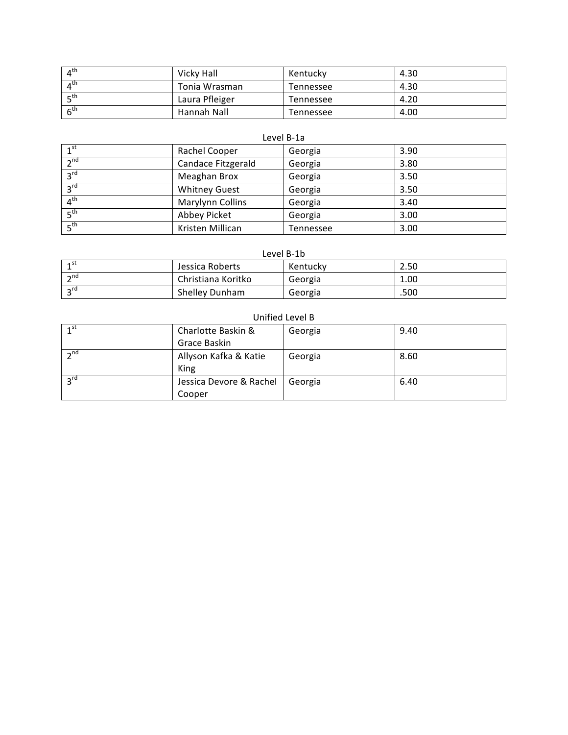| | | | |
|---|---|---|---|
| 4th | Vicky Hall | Kentucky | 4.30 |
| 4th | Tonia Wrasman | Tennessee | 4.30 |
| 5th | Laura Pfleiger | Tennessee | 4.20 |
| 6th | Hannah Nall | Tennessee | 4.00 |

Level B-1a

| | | | |
|---|---|---|---|
| 1st | Rachel Cooper | Georgia | 3.90 |
| 2nd | Candace Fitzgerald | Georgia | 3.80 |
| 3rd | Meaghan Brox | Georgia | 3.50 |
| 3rd | Whitney Guest | Georgia | 3.50 |
| 4th | Marylynn Collins | Georgia | 3.40 |
| 5th | Abbey Picket | Georgia | 3.00 |
| 5th | Kristen Millican | Tennessee | 3.00 |

Level B-1b

| | | | |
|---|---|---|---|
| 1st | Jessica Roberts | Kentucky | 2.50 |
| 2nd | Christiana Koritko | Georgia | 1.00 |
| 3rd | Shelley Dunham | Georgia | .500 |

Unified Level B

| | | | |
|---|---|---|---|
| 1st | Charlotte Baskin & Grace Baskin | Georgia | 9.40 |
| 2nd | Allyson Kafka & Katie King | Georgia | 8.60 |
| 3rd | Jessica Devore & Rachel Cooper | Georgia | 6.40 |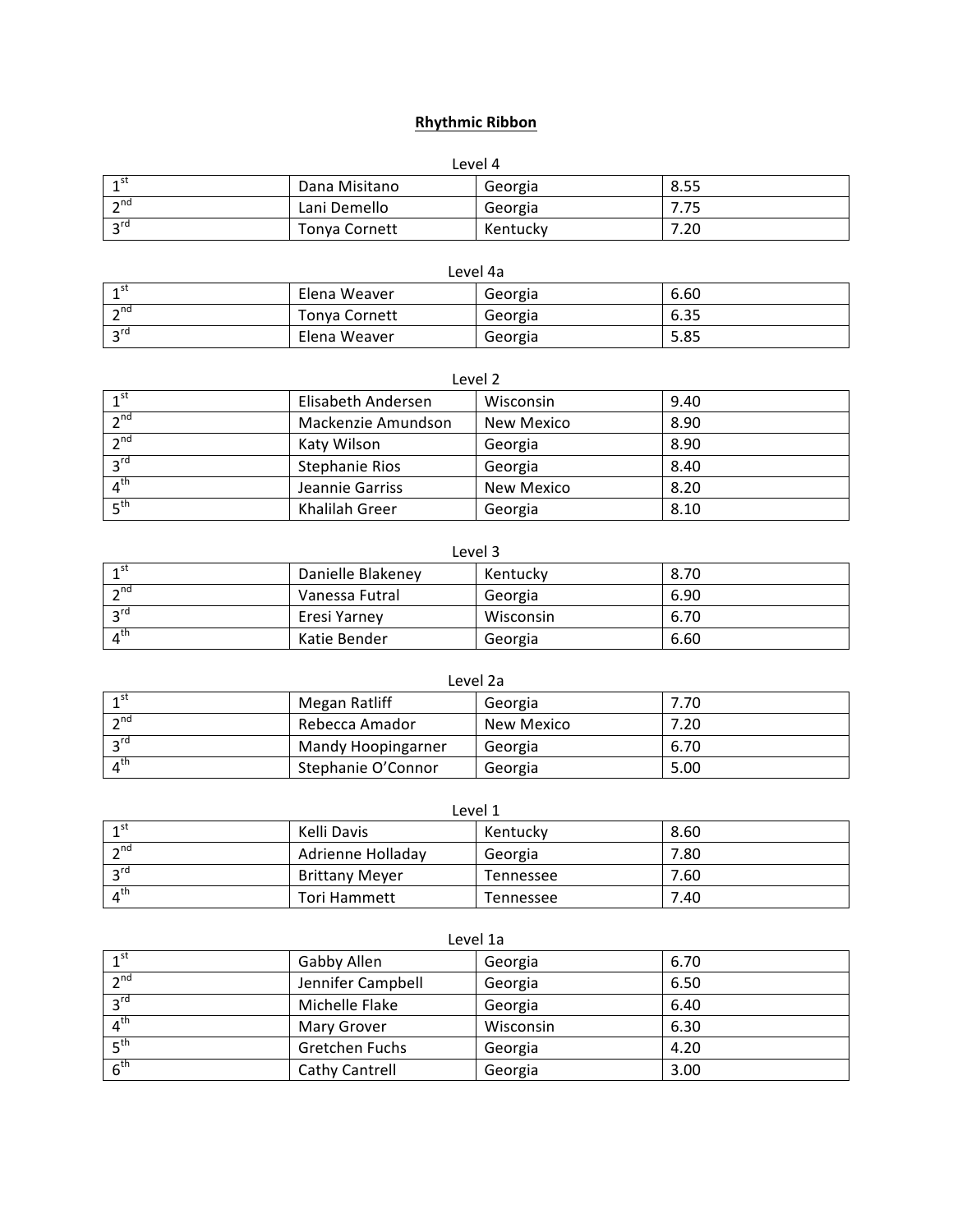# **Rhythmic Ribbon**

Level 4

| | | | |
|---|---|---|---|
| 1st | Dana Misitano | Georgia | 8.55 |
| 2nd | Lani Demello | Georgia | 7.75 |
| 3rd | Tonya Cornett | Kentucky | 7.20 |

Level 4a

| | | | |
|---|---|---|---|
| 1st | Elena Weaver | Georgia | 6.60 |
| 2nd | Tonya Cornett | Georgia | 6.35 |
| 3rd | Elena Weaver | Georgia | 5.85 |

Level 2

| | | | |
|---|---|---|---|
| 1st | Elisabeth Andersen | Wisconsin | 9.40 |
| 2nd | Mackenzie Amundson | New Mexico | 8.90 |
| 2nd | Katy Wilson | Georgia | 8.90 |
| 3rd | Stephanie Rios | Georgia | 8.40 |
| 4th | Jeannie Garriss | New Mexico | 8.20 |
| 5th | Khalilah Greer | Georgia | 8.10 |

Level 3

| | | | |
|---|---|---|---|
| 1st | Danielle Blakeney | Kentucky | 8.70 |
| 2nd | Vanessa Futral | Georgia | 6.90 |
| 3rd | Eresi Yarney | Wisconsin | 6.70 |
| 4th | Katie Bender | Georgia | 6.60 |

Level 2a

| | | | |
|---|---|---|---|
| 1st | Megan Ratliff | Georgia | 7.70 |
| 2nd | Rebecca Amador | New Mexico | 7.20 |
| 3rd | Mandy Hoopingarner | Georgia | 6.70 |
| 4th | Stephanie O'Connor | Georgia | 5.00 |

Level 1

| | | | |
|---|---|---|---|
| 1st | Kelli Davis | Kentucky | 8.60 |
| 2nd | Adrienne Holladay | Georgia | 7.80 |
| 3rd | Brittany Meyer | Tennessee | 7.60 |
| 4th | Tori Hammett | Tennessee | 7.40 |

Level 1a

| | | | |
|---|---|---|---|
| 1st | Gabby Allen | Georgia | 6.70 |
| 2nd | Jennifer Campbell | Georgia | 6.50 |
| 3rd | Michelle Flake | Georgia | 6.40 |
| 4th | Mary Grover | Wisconsin | 6.30 |
| 5th | Gretchen Fuchs | Georgia | 4.20 |
| 6th | Cathy Cantrell | Georgia | 3.00 |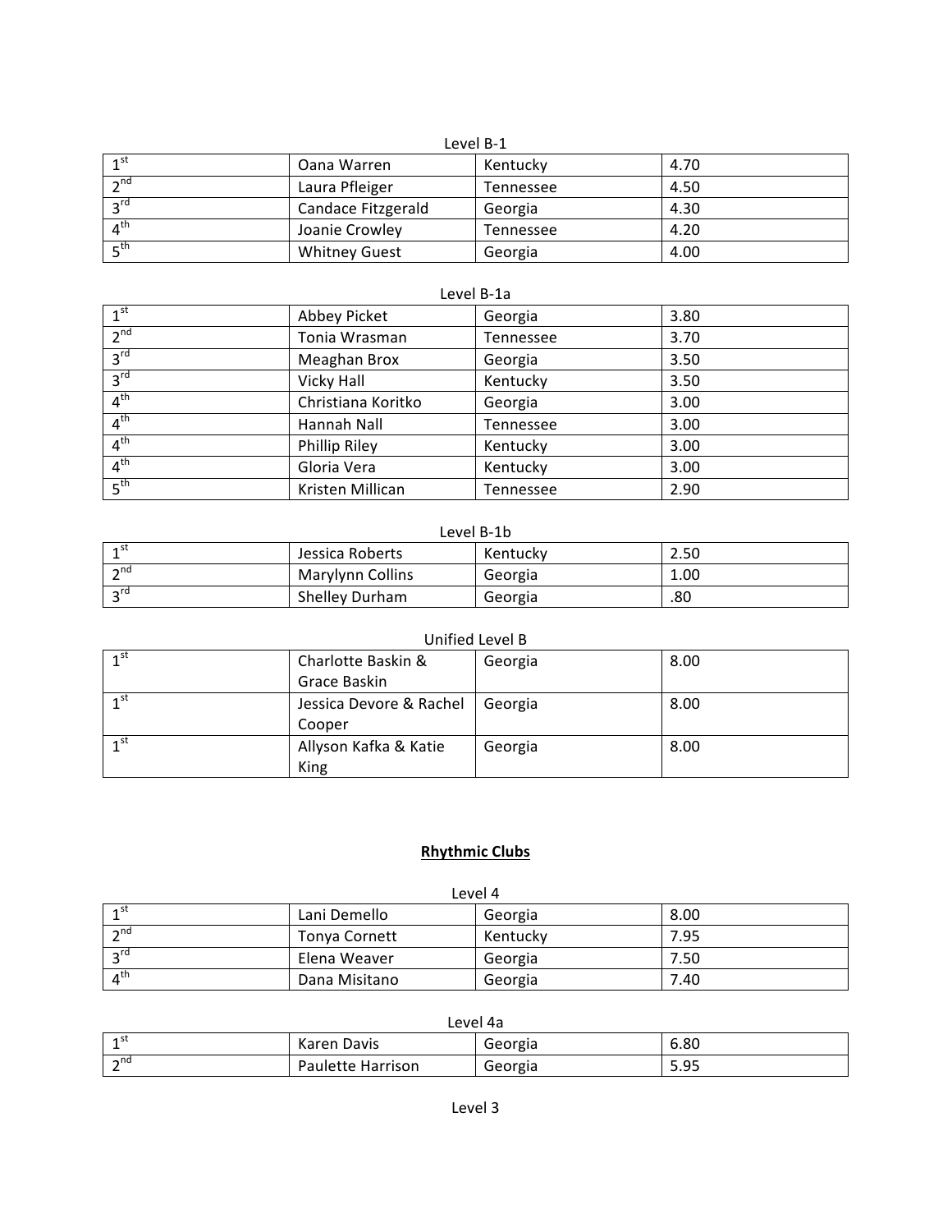Level B-1

| | | | |
|---|---|---|---|
| 1st | Oana Warren | Kentucky | 4.70 |
| 2nd | Laura Pfleiger | Tennessee | 4.50 |
| 3rd | Candace Fitzgerald | Georgia | 4.30 |
| 4th | Joanie Crowley | Tennessee | 4.20 |
| 5th | Whitney Guest | Georgia | 4.00 |

Level B-1a

| | | | |
|---|---|---|---|
| 1st | Abbey Picket | Georgia | 3.80 |
| 2nd | Tonia Wrasman | Tennessee | 3.70 |
| 3rd | Meaghan Brox | Georgia | 3.50 |
| 3rd | Vicky Hall | Kentucky | 3.50 |
| 4th | Christiana Koritko | Georgia | 3.00 |
| 4th | Hannah Nall | Tennessee | 3.00 |
| 4th | Phillip Riley | Kentucky | 3.00 |
| 4th | Gloria Vera | Kentucky | 3.00 |
| 5th | Kristen Millican | Tennessee | 2.90 |

Level B-1b

| | | | |
|---|---|---|---|
| 1st | Jessica Roberts | Kentucky | 2.50 |
| 2nd | Marylynn Collins | Georgia | 1.00 |
| 3rd | Shelley Durham | Georgia | .80 |

Unified Level B

| | | | |
|---|---|---|---|
| 1st | Charlotte Baskin & Grace Baskin | Georgia | 8.00 |
| 1st | Jessica Devore & Rachel Cooper | Georgia | 8.00 |
| 1st | Allyson Kafka & Katie King | Georgia | 8.00 |

## **Rhythmic Clubs**

Level 4

| | | | |
|---|---|---|---|
| 1st | Lani Demello | Georgia | 8.00 |
| 2nd | Tonya Cornett | Kentucky | 7.95 |
| 3rd | Elena Weaver | Georgia | 7.50 |
| 4th | Dana Misitano | Georgia | 7.40 |

Level 4a

| | | | |
|---|---|---|---|
| 1st | Karen Davis | Georgia | 6.80 |
| 2nd | Paulette Harrison | Georgia | 5.95 |

Level 3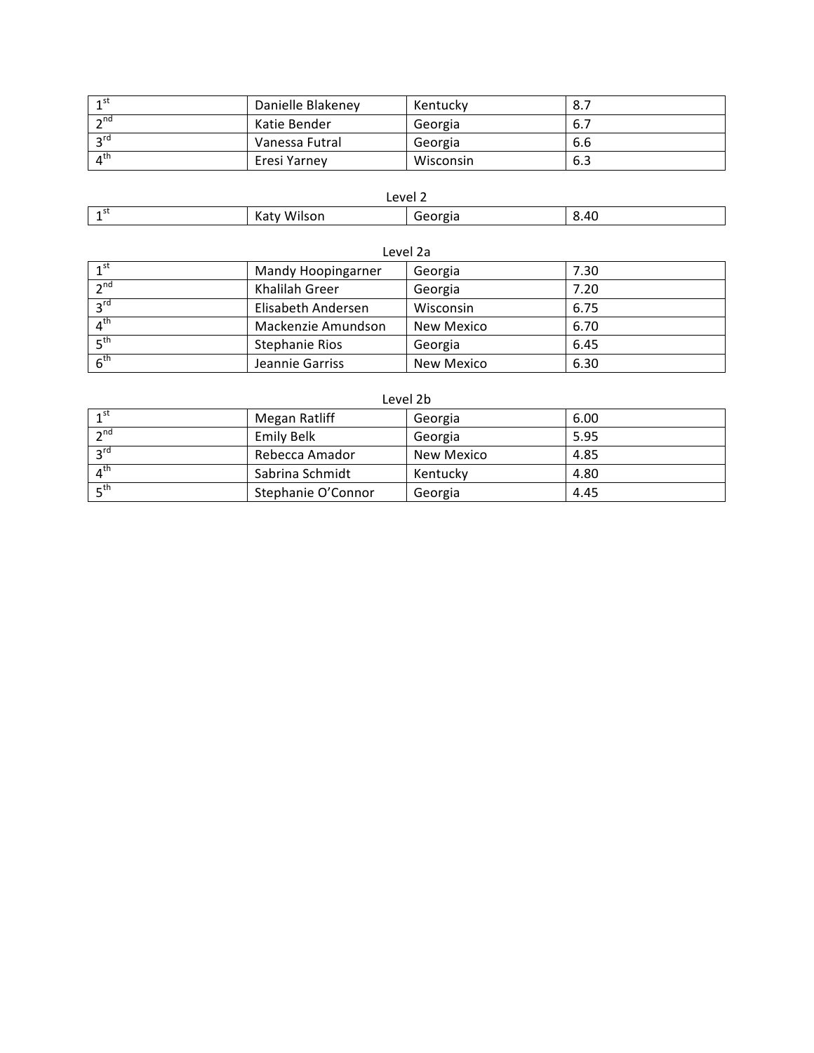| | | | |
|---|---|---|---|
| 1st | Danielle Blakeney | Kentucky | 8.7 |
| 2nd | Katie Bender | Georgia | 6.7 |
| 3rd | Vanessa Futral | Georgia | 6.6 |
| 4th | Eresi Yarney | Wisconsin | 6.3 |

Level 2

| | | | |
|---|---|---|---|
| 1st | Katy Wilson | Georgia | 8.40 |

Level 2a

| | | | |
|---|---|---|---|
| 1st | Mandy Hoopingarner | Georgia | 7.30 |
| 2nd | Khalilah Greer | Georgia | 7.20 |
| 3rd | Elisabeth Andersen | Wisconsin | 6.75 |
| 4th | Mackenzie Amundson | New Mexico | 6.70 |
| 5th | Stephanie Rios | Georgia | 6.45 |
| 6th | Jeannie Garriss | New Mexico | 6.30 |

Level 2b

| | | | |
|---|---|---|---|
| 1st | Megan Ratliff | Georgia | 6.00 |
| 2nd | Emily Belk | Georgia | 5.95 |
| 3rd | Rebecca Amador | New Mexico | 4.85 |
| 4th | Sabrina Schmidt | Kentucky | 4.80 |
| 5th | Stephanie O'Connor | Georgia | 4.45 |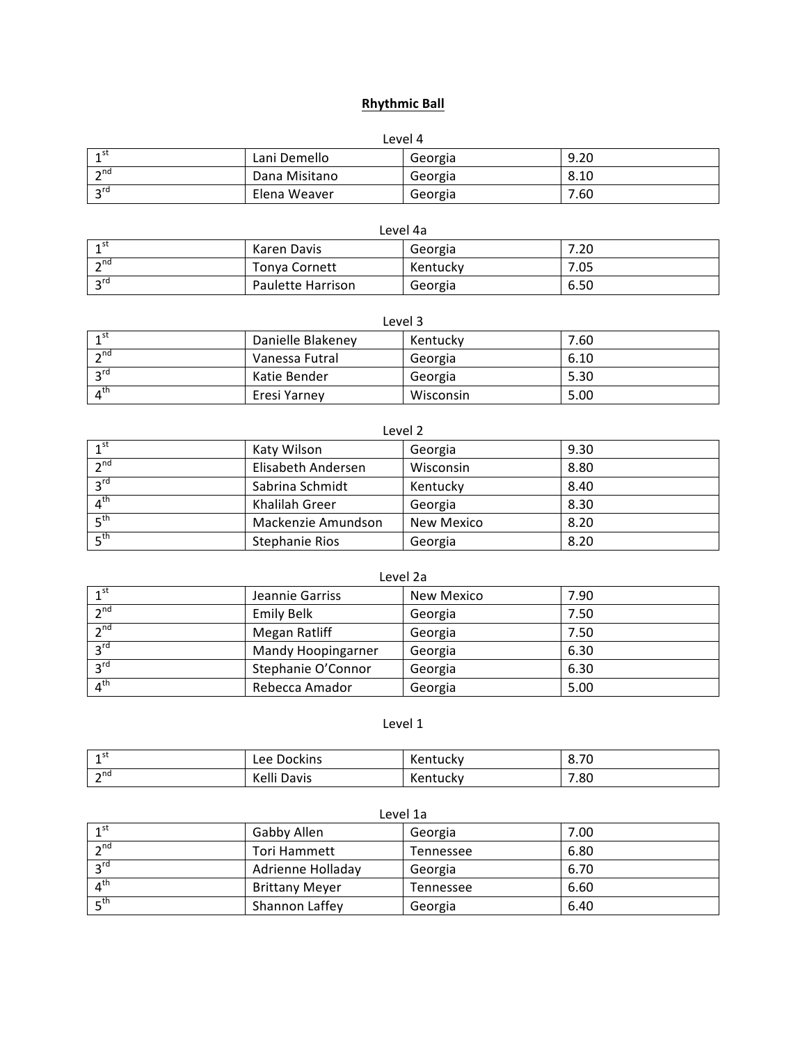**Rhythmic Ball**

Level 4

| | | | |
|---|---|---|---|
| 1st | Lani Demello | Georgia | 9.20 |
| 2nd | Dana Misitano | Georgia | 8.10 |
| 3rd | Elena Weaver | Georgia | 7.60 |

Level 4a

| | | | |
|---|---|---|---|
| 1st | Karen Davis | Georgia | 7.20 |
| 2nd | Tonya Cornett | Kentucky | 7.05 |
| 3rd | Paulette Harrison | Georgia | 6.50 |

Level 3

| | | | |
|---|---|---|---|
| 1st | Danielle Blakeney | Kentucky | 7.60 |
| 2nd | Vanessa Futral | Georgia | 6.10 |
| 3rd | Katie Bender | Georgia | 5.30 |
| 4th | Eresi Yarney | Wisconsin | 5.00 |

Level 2

| | | | |
|---|---|---|---|
| 1st | Katy Wilson | Georgia | 9.30 |
| 2nd | Elisabeth Andersen | Wisconsin | 8.80 |
| 3rd | Sabrina Schmidt | Kentucky | 8.40 |
| 4th | Khalilah Greer | Georgia | 8.30 |
| 5th | Mackenzie Amundson | New Mexico | 8.20 |
| 5th | Stephanie Rios | Georgia | 8.20 |

Level 2a

| | | | |
|---|---|---|---|
| 1st | Jeannie Garriss | New Mexico | 7.90 |
| 2nd | Emily Belk | Georgia | 7.50 |
| 2nd | Megan Ratliff | Georgia | 7.50 |
| 3rd | Mandy Hoopingarner | Georgia | 6.30 |
| 3rd | Stephanie O'Connor | Georgia | 6.30 |
| 4th | Rebecca Amador | Georgia | 5.00 |

Level 1

| | | | |
|---|---|---|---|
| 1st | Lee Dockins | Kentucky | 8.70 |
| 2nd | Kelli Davis | Kentucky | 7.80 |

Level 1a

| | | | |
|---|---|---|---|
| 1st | Gabby Allen | Georgia | 7.00 |
| 2nd | Tori Hammett | Tennessee | 6.80 |
| 3rd | Adrienne Holladay | Georgia | 6.70 |
| 4th | Brittany Meyer | Tennessee | 6.60 |
| 5th | Shannon Laffey | Georgia | 6.40 |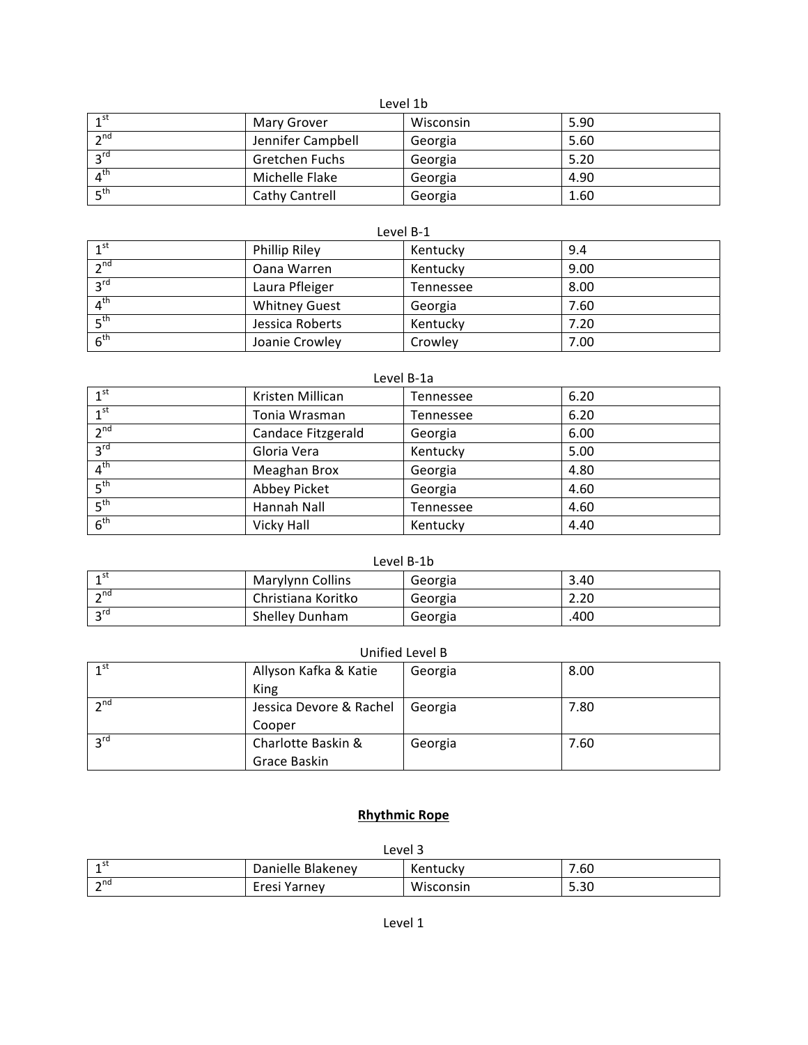Level 1b

| | | | |
|---|---|---|---|
| 1st | Mary Grover | Wisconsin | 5.90 |
| 2nd | Jennifer Campbell | Georgia | 5.60 |
| 3rd | Gretchen Fuchs | Georgia | 5.20 |
| 4th | Michelle Flake | Georgia | 4.90 |
| 5th | Cathy Cantrell | Georgia | 1.60 |

Level B-1

| | | | |
|---|---|---|---|
| 1st | Phillip Riley | Kentucky | 9.4 |
| 2nd | Oana Warren | Kentucky | 9.00 |
| 3rd | Laura Pfleiger | Tennessee | 8.00 |
| 4th | Whitney Guest | Georgia | 7.60 |
| 5th | Jessica Roberts | Kentucky | 7.20 |
| 6th | Joanie Crowley | Crowley | 7.00 |

Level B-1a

| | | | |
|---|---|---|---|
| 1st | Kristen Millican | Tennessee | 6.20 |
| 1st | Tonia Wrasman | Tennessee | 6.20 |
| 2nd | Candace Fitzgerald | Georgia | 6.00 |
| 3rd | Gloria Vera | Kentucky | 5.00 |
| 4th | Meaghan Brox | Georgia | 4.80 |
| 5th | Abbey Picket | Georgia | 4.60 |
| 5th | Hannah Nall | Tennessee | 4.60 |
| 6th | Vicky Hall | Kentucky | 4.40 |

Level B-1b

| | | | |
|---|---|---|---|
| 1st | Marylynn Collins | Georgia | 3.40 |
| 2nd | Christiana Koritko | Georgia | 2.20 |
| 3rd | Shelley Dunham | Georgia | .400 |

Unified Level B

| | | | |
|---|---|---|---|
| 1st | Allyson Kafka & Katie King | Georgia | 8.00 |
| 2nd | Jessica Devore & Rachel Cooper | Georgia | 7.80 |
| 3rd | Charlotte Baskin & Grace Baskin | Georgia | 7.60 |

## Rhythmic Rope

Level 3

| | | | |
|---|---|---|---|
| 1st | Danielle Blakeney | Kentucky | 7.60 |
| 2nd | Eresi Yarney | Wisconsin | 5.30 |

Level 1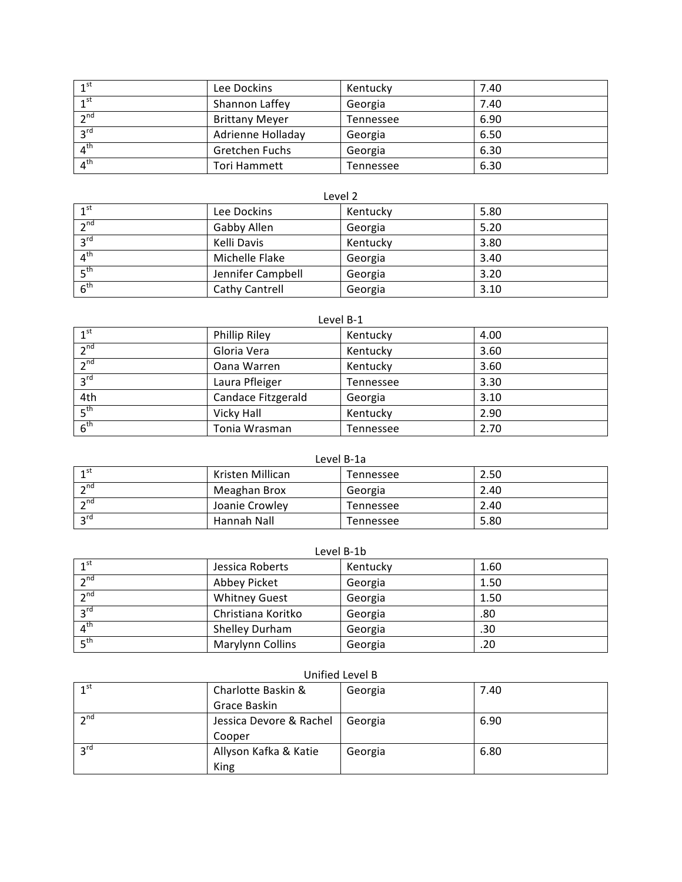| | | | |
|---|---|---|---|
| 1st | Lee Dockins | Kentucky | 7.40 |
| 1st | Shannon Laffey | Georgia | 7.40 |
| 2nd | Brittany Meyer | Tennessee | 6.90 |
| 3rd | Adrienne Holladay | Georgia | 6.50 |
| 4th | Gretchen Fuchs | Georgia | 6.30 |
| 4th | Tori Hammett | Tennessee | 6.30 |

Level 2

| | | | |
|---|---|---|---|
| 1st | Lee Dockins | Kentucky | 5.80 |
| 2nd | Gabby Allen | Georgia | 5.20 |
| 3rd | Kelli Davis | Kentucky | 3.80 |
| 4th | Michelle Flake | Georgia | 3.40 |
| 5th | Jennifer Campbell | Georgia | 3.20 |
| 6th | Cathy Cantrell | Georgia | 3.10 |

Level B-1

| | | | |
|---|---|---|---|
| 1st | Phillip Riley | Kentucky | 4.00 |
| 2nd | Gloria Vera | Kentucky | 3.60 |
| 2nd | Oana Warren | Kentucky | 3.60 |
| 3rd | Laura Pfleiger | Tennessee | 3.30 |
| 4th | Candace Fitzgerald | Georgia | 3.10 |
| 5th | Vicky Hall | Kentucky | 2.90 |
| 6th | Tonia Wrasman | Tennessee | 2.70 |

Level B-1a

| | | | |
|---|---|---|---|
| 1st | Kristen Millican | Tennessee | 2.50 |
| 2nd | Meaghan Brox | Georgia | 2.40 |
| 2nd | Joanie Crowley | Tennessee | 2.40 |
| 3rd | Hannah Nall | Tennessee | 5.80 |

Level B-1b

| | | | |
|---|---|---|---|
| 1st | Jessica Roberts | Kentucky | 1.60 |
| 2nd | Abbey Picket | Georgia | 1.50 |
| 2nd | Whitney Guest | Georgia | 1.50 |
| 3rd | Christiana Koritko | Georgia | .80 |
| 4th | Shelley Durham | Georgia | .30 |
| 5th | Marylynn Collins | Georgia | .20 |

Unified Level B

| | | | |
|---|---|---|---|
| 1st | Charlotte Baskin & Grace Baskin | Georgia | 7.40 |
| 2nd | Jessica Devore & Rachel Cooper | Georgia | 6.90 |
| 3rd | Allyson Kafka & Katie King | Georgia | 6.80 |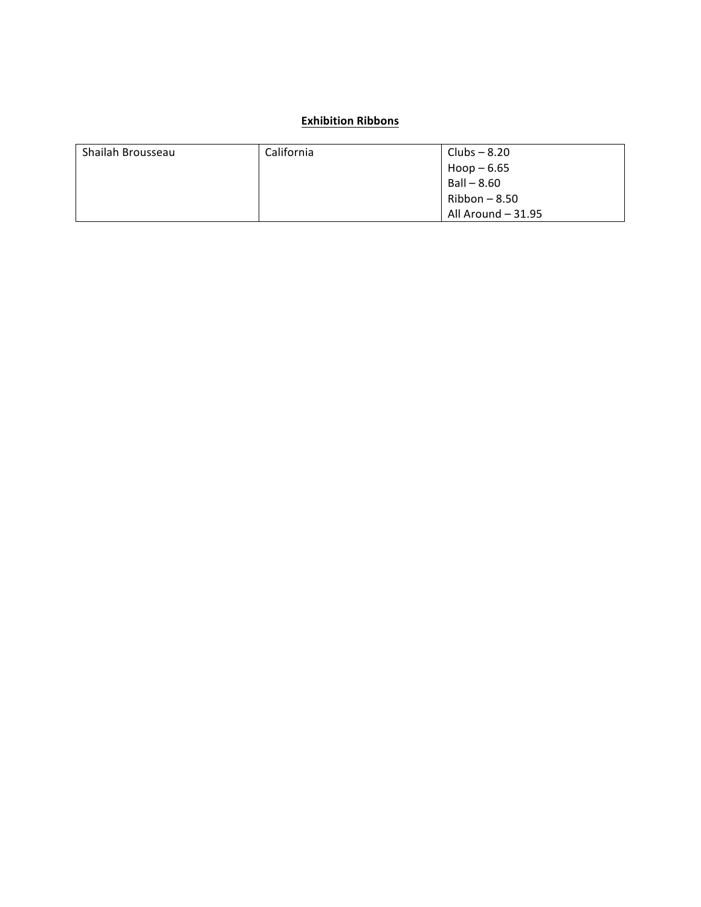**Exhibition Ribbons**

| | | |
|---|---|---|
| Shailah Brousseau | California | Clubs – 8.20<br>Hoop – 6.65<br>Ball – 8.60<br>Ribbon – 8.50<br>All Around – 31.95 |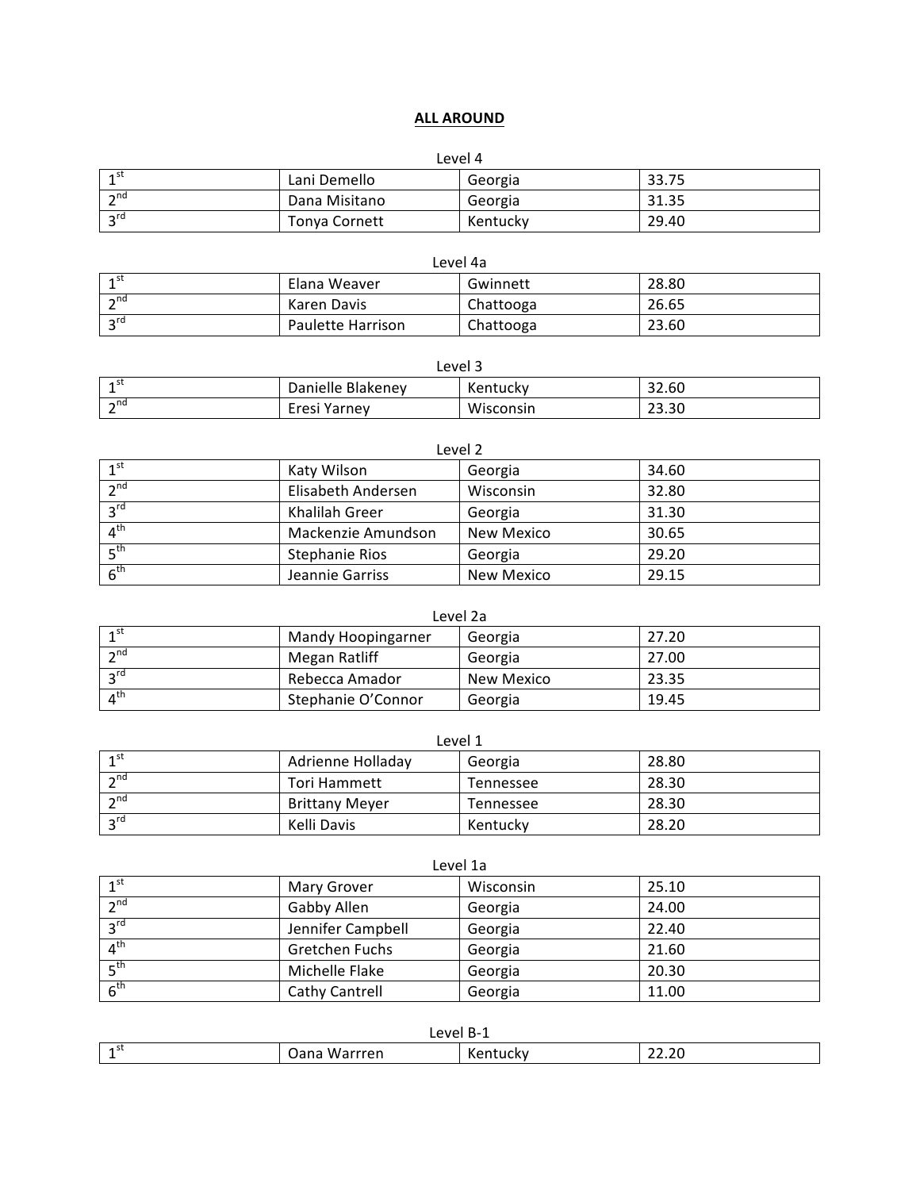# ALL AROUND

Level 4

| | | | |
|---|---|---|---|
| 1st | Lani Demello | Georgia | 33.75 |
| 2nd | Dana Misitano | Georgia | 31.35 |
| 3rd | Tonya Cornett | Kentucky | 29.40 |

Level 4a

| | | | |
|---|---|---|---|
| 1st | Elana Weaver | Gwinnett | 28.80 |
| 2nd | Karen Davis | Chattooga | 26.65 |
| 3rd | Paulette Harrison | Chattooga | 23.60 |

Level 3

| | | | |
|---|---|---|---|
| 1st | Danielle Blakeney | Kentucky | 32.60 |
| 2nd | Eresi Yarney | Wisconsin | 23.30 |

Level 2

| | | | |
|---|---|---|---|
| 1st | Katy Wilson | Georgia | 34.60 |
| 2nd | Elisabeth Andersen | Wisconsin | 32.80 |
| 3rd | Khalilah Greer | Georgia | 31.30 |
| 4th | Mackenzie Amundson | New Mexico | 30.65 |
| 5th | Stephanie Rios | Georgia | 29.20 |
| 6th | Jeannie Garriss | New Mexico | 29.15 |

Level 2a

| | | | |
|---|---|---|---|
| 1st | Mandy Hoopingarner | Georgia | 27.20 |
| 2nd | Megan Ratliff | Georgia | 27.00 |
| 3rd | Rebecca Amador | New Mexico | 23.35 |
| 4th | Stephanie O'Connor | Georgia | 19.45 |

Level 1

| | | | |
|---|---|---|---|
| 1st | Adrienne Holladay | Georgia | 28.80 |
| 2nd | Tori Hammett | Tennessee | 28.30 |
| 2nd | Brittany Meyer | Tennessee | 28.30 |
| 3rd | Kelli Davis | Kentucky | 28.20 |

Level 1a

| | | | |
|---|---|---|---|
| 1st | Mary Grover | Wisconsin | 25.10 |
| 2nd | Gabby Allen | Georgia | 24.00 |
| 3rd | Jennifer Campbell | Georgia | 22.40 |
| 4th | Gretchen Fuchs | Georgia | 21.60 |
| 5th | Michelle Flake | Georgia | 20.30 |
| 6th | Cathy Cantrell | Georgia | 11.00 |

Level B-1

| | | | |
|---|---|---|---|
| 1st | Oana Warrren | Kentucky | 22.20 |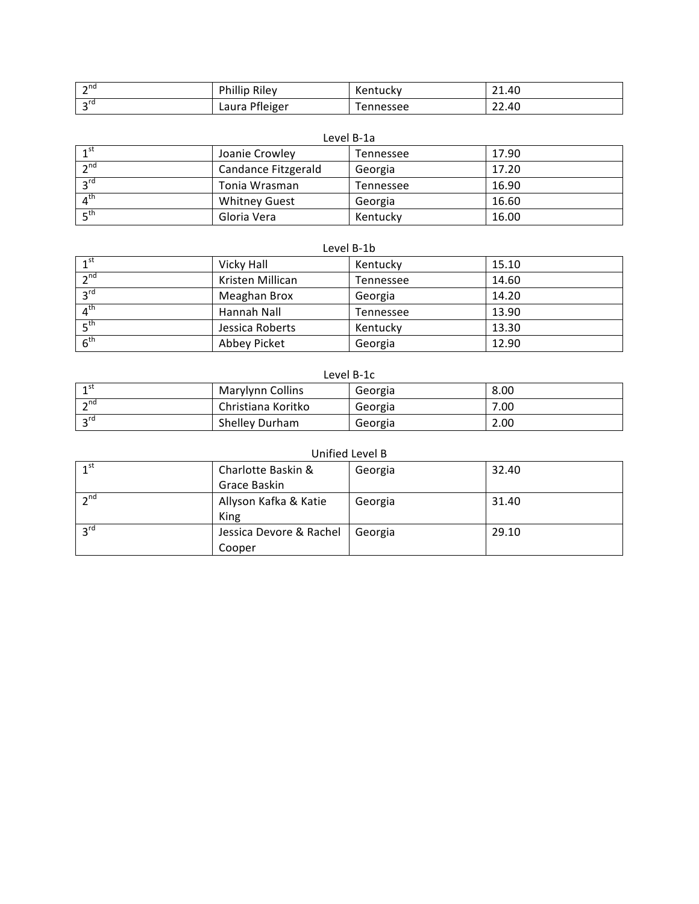| | | | |
|---|---|---|---|
| 2nd | Phillip Riley | Kentucky | 21.40 |
| 3rd | Laura Pfleiger | Tennessee | 22.40 |

Level B-1a

| | | | |
|---|---|---|---|
| 1st | Joanie Crowley | Tennessee | 17.90 |
| 2nd | Candance Fitzgerald | Georgia | 17.20 |
| 3rd | Tonia Wrasman | Tennessee | 16.90 |
| 4th | Whitney Guest | Georgia | 16.60 |
| 5th | Gloria Vera | Kentucky | 16.00 |

Level B-1b

| | | | |
|---|---|---|---|
| 1st | Vicky Hall | Kentucky | 15.10 |
| 2nd | Kristen Millican | Tennessee | 14.60 |
| 3rd | Meaghan Brox | Georgia | 14.20 |
| 4th | Hannah Nall | Tennessee | 13.90 |
| 5th | Jessica Roberts | Kentucky | 13.30 |
| 6th | Abbey Picket | Georgia | 12.90 |

Level B-1c

| | | | |
|---|---|---|---|
| 1st | Marylynn Collins | Georgia | 8.00 |
| 2nd | Christiana Koritko | Georgia | 7.00 |
| 3rd | Shelley Durham | Georgia | 2.00 |

Unified Level B

| | | | |
|---|---|---|---|
| 1st | Charlotte Baskin & Grace Baskin | Georgia | 32.40 |
| 2nd | Allyson Kafka & Katie King | Georgia | 31.40 |
| 3rd | Jessica Devore & Rachel Cooper | Georgia | 29.10 |